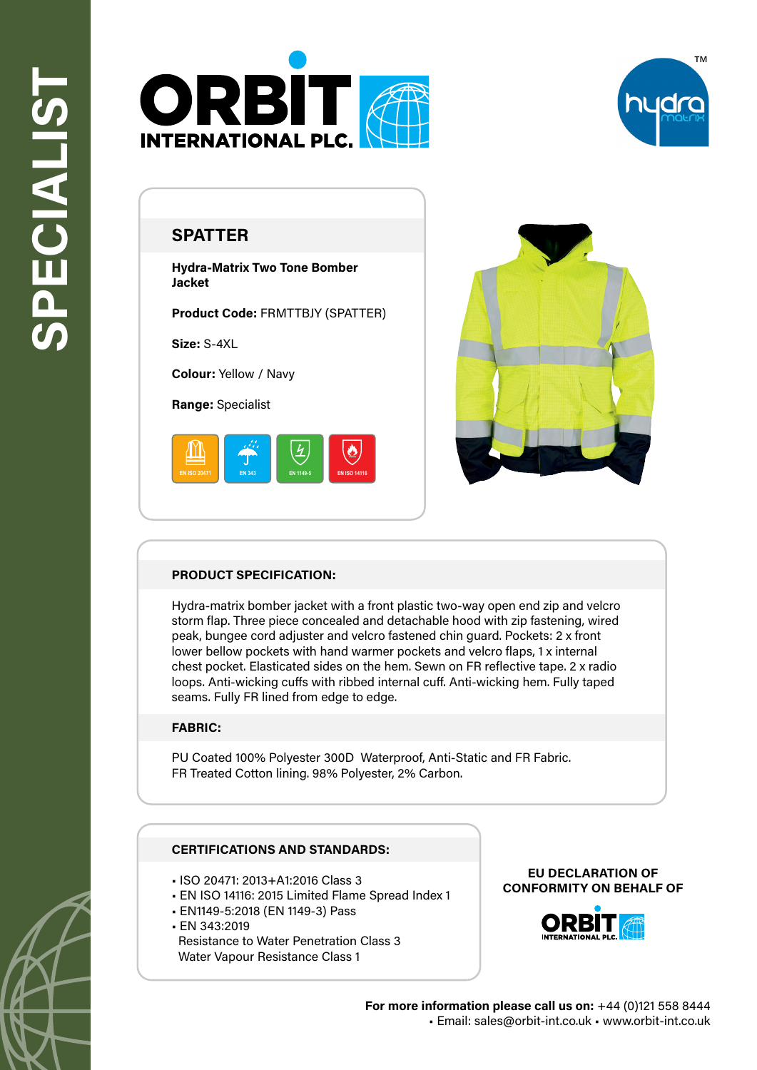SPECIALIST

ORBIT INTERNATIONAL PLC.

hydra matrix™

## SPATTER

**Hydra-Matrix Two Tone Bomber Jacket**

**Product Code:** FRMTTBJY (SPATTER)

**Size:** S-4XL

**Colour:** Yellow / Navy

**Range:** Specialist

EN ISO 20471 | EN 343 | EN 1149-5 | EN ISO 14116

### PRODUCT SPECIFICATION:

Hydra-matrix bomber jacket with a front plastic two-way open end zip and velcro storm flap. Three piece concealed and detachable hood with zip fastening, wired peak, bungee cord adjuster and velcro fastened chin guard. Pockets: 2 x front lower bellow pockets with hand warmer pockets and velcro flaps, 1 x internal chest pocket. Elasticated sides on the hem. Sewn on FR reflective tape. 2 x radio loops. Anti-wicking cuffs with ribbed internal cuff. Anti-wicking hem. Fully taped seams. Fully FR lined from edge to edge.

### FABRIC:

PU Coated 100% Polyester 300D Waterproof, Anti-Static and FR Fabric.
FR Treated Cotton lining. 98% Polyester, 2% Carbon.

### CERTIFICATIONS AND STANDARDS:

- ISO 20471: 2013+A1:2016 Class 3
- EN ISO 14116: 2015 Limited Flame Spread Index 1
- EN1149-5:2018 (EN 1149-3) Pass
- EN 343:2019
  Resistance to Water Penetration Class 3
  Water Vapour Resistance Class 1

**EU DECLARATION OF CONFORMITY ON BEHALF OF**

ORBIT INTERNATIONAL PLC.

**For more information please call us on:** +44 (0)121 558 8444
▪ Email: sales@orbit-int.co.uk ▪ www.orbit-int.co.uk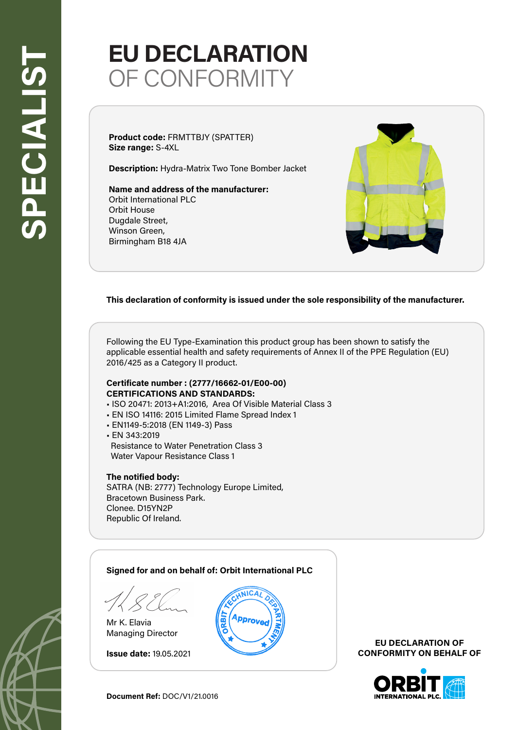SPECIALIST

# EU DECLARATION OF CONFORMITY

**Product code:** FRMTTBJY (SPATTER)
**Size range:** S-4XL

**Description:** Hydra-Matrix Two Tone Bomber Jacket

**Name and address of the manufacturer:**
Orbit International PLC
Orbit House
Dugdale Street,
Winson Green,
Birmingham B18 4JA

**This declaration of conformity is issued under the sole responsibility of the manufacturer.**

Following the EU Type-Examination this product group has been shown to satisfy the applicable essential health and safety requirements of Annex II of the PPE Regulation (EU) 2016/425 as a Category II product.

**Certificate number : (2777/16662-01/E00-00)**
**CERTIFICATIONS AND STANDARDS:**

- ISO 20471: 2013+A1:2016, Area Of Visible Material Class 3
- EN ISO 14116: 2015 Limited Flame Spread Index 1
- EN1149-5:2018 (EN 1149-3) Pass
- EN 343:2019
  Resistance to Water Penetration Class 3
  Water Vapour Resistance Class 1

**The notified body:**
SATRA (NB: 2777) Technology Europe Limited,
Bracetown Business Park.
Clonee. D15YN2P
Republic Of Ireland.

**Signed for and on behalf of: Orbit International PLC**

Mr K. Elavia
Managing Director

TECHNICAL DEPARTMENT Approved ORBIT

**Issue date:** 19.05.2021

**EU DECLARATION OF CONFORMITY ON BEHALF OF**

ORBIT INTERNATIONAL PLC.

**Document Ref:** DOC/V1/21.0016